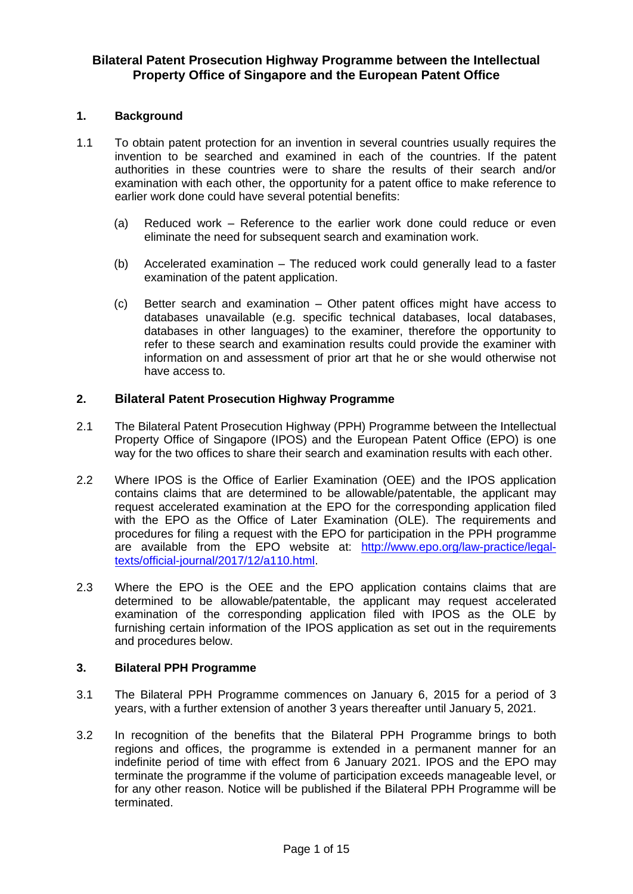# Bilateral Patent Prosecution Highway Programme between the Intellectual Property Office of Singapore and the European Patent Office

## 1. Background

1.1 To obtain patent protection for an invention in several countries usually requires the invention to be searched and examined in each of the countries. If the patent authorities in these countries were to share the results of their search and/or examination with each other, the opportunity for a patent office to make reference to earlier work done could have several potential benefits:

(a) Reduced work – Reference to the earlier work done could reduce or even eliminate the need for subsequent search and examination work.

(b) Accelerated examination – The reduced work could generally lead to a faster examination of the patent application.

(c) Better search and examination – Other patent offices might have access to databases unavailable (e.g. specific technical databases, local databases, databases in other languages) to the examiner, therefore the opportunity to refer to these search and examination results could provide the examiner with information on and assessment of prior art that he or she would otherwise not have access to.

## 2. Bilateral Patent Prosecution Highway Programme

2.1 The Bilateral Patent Prosecution Highway (PPH) Programme between the Intellectual Property Office of Singapore (IPOS) and the European Patent Office (EPO) is one way for the two offices to share their search and examination results with each other.

2.2 Where IPOS is the Office of Earlier Examination (OEE) and the IPOS application contains claims that are determined to be allowable/patentable, the applicant may request accelerated examination at the EPO for the corresponding application filed with the EPO as the Office of Later Examination (OLE). The requirements and procedures for filing a request with the EPO for participation in the PPH programme are available from the EPO website at: [http://www.epo.org/law-practice/legal-texts/official-journal/2017/12/a110.html](http://www.epo.org/law-practice/legal-texts/official-journal/2017/12/a110.html).

2.3 Where the EPO is the OEE and the EPO application contains claims that are determined to be allowable/patentable, the applicant may request accelerated examination of the corresponding application filed with IPOS as the OLE by furnishing certain information of the IPOS application as set out in the requirements and procedures below.

## 3. Bilateral PPH Programme

3.1 The Bilateral PPH Programme commences on January 6, 2015 for a period of 3 years, with a further extension of another 3 years thereafter until January 5, 2021.

3.2 In recognition of the benefits that the Bilateral PPH Programme brings to both regions and offices, the programme is extended in a permanent manner for an indefinite period of time with effect from 6 January 2021. IPOS and the EPO may terminate the programme if the volume of participation exceeds manageable level, or for any other reason. Notice will be published if the Bilateral PPH Programme will be terminated.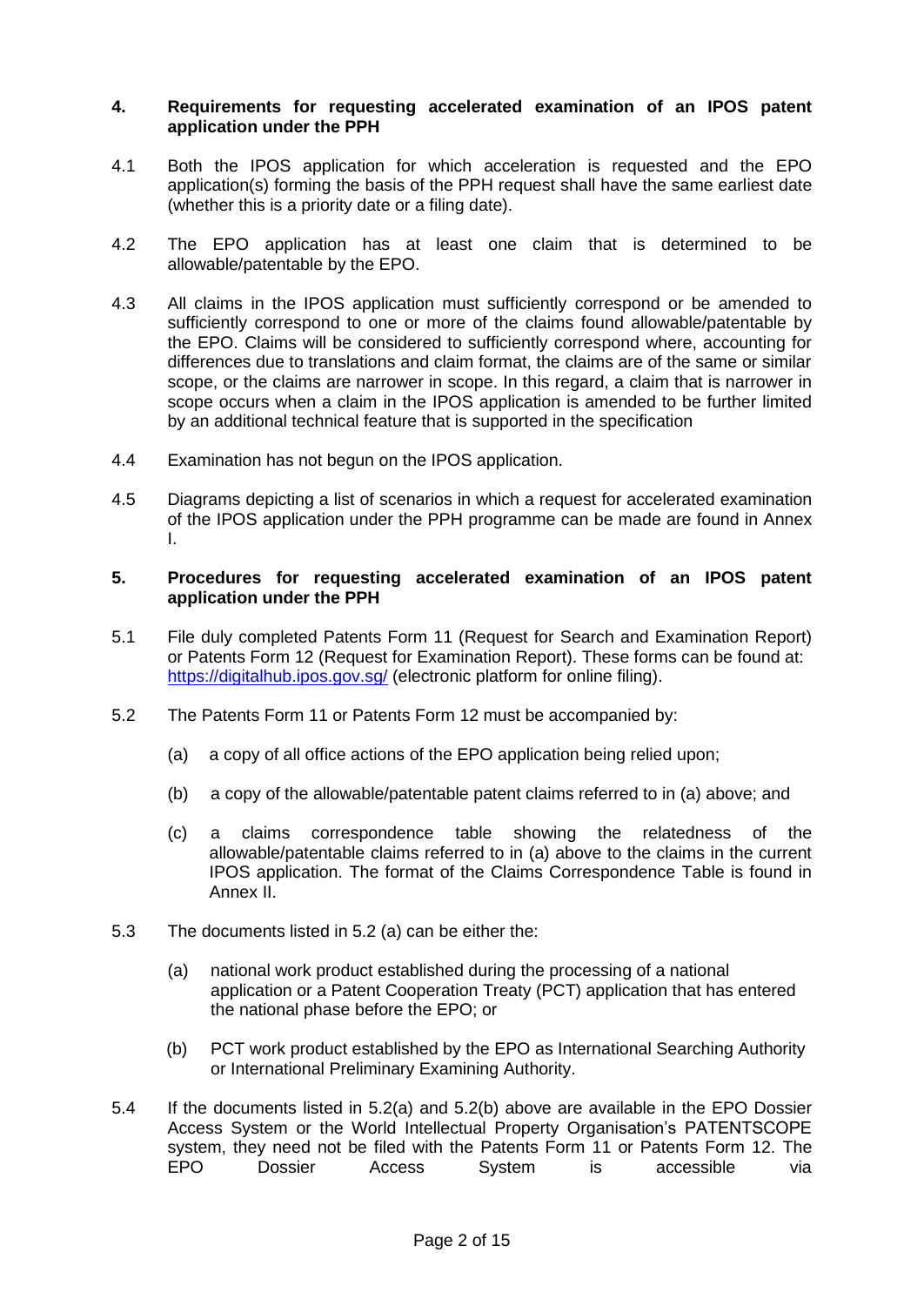## 4. Requirements for requesting accelerated examination of an IPOS patent application under the PPH

4.1 Both the IPOS application for which acceleration is requested and the EPO application(s) forming the basis of the PPH request shall have the same earliest date (whether this is a priority date or a filing date).

4.2 The EPO application has at least one claim that is determined to be allowable/patentable by the EPO.

4.3 All claims in the IPOS application must sufficiently correspond or be amended to sufficiently correspond to one or more of the claims found allowable/patentable by the EPO. Claims will be considered to sufficiently correspond where, accounting for differences due to translations and claim format, the claims are of the same or similar scope, or the claims are narrower in scope. In this regard, a claim that is narrower in scope occurs when a claim in the IPOS application is amended to be further limited by an additional technical feature that is supported in the specification

4.4 Examination has not begun on the IPOS application.

4.5 Diagrams depicting a list of scenarios in which a request for accelerated examination of the IPOS application under the PPH programme can be made are found in Annex I.

## 5. Procedures for requesting accelerated examination of an IPOS patent application under the PPH

5.1 File duly completed Patents Form 11 (Request for Search and Examination Report) or Patents Form 12 (Request for Examination Report). These forms can be found at: https://digitalhub.ipos.gov.sg/ (electronic platform for online filing).

5.2 The Patents Form 11 or Patents Form 12 must be accompanied by:

(a) a copy of all office actions of the EPO application being relied upon;

(b) a copy of the allowable/patentable patent claims referred to in (a) above; and

(c) a claims correspondence table showing the relatedness of the allowable/patentable claims referred to in (a) above to the claims in the current IPOS application. The format of the Claims Correspondence Table is found in Annex II.

5.3 The documents listed in 5.2 (a) can be either the:

(a) national work product established during the processing of a national application or a Patent Cooperation Treaty (PCT) application that has entered the national phase before the EPO; or

(b) PCT work product established by the EPO as International Searching Authority or International Preliminary Examining Authority.

5.4 If the documents listed in 5.2(a) and 5.2(b) above are available in the EPO Dossier Access System or the World Intellectual Property Organisation's PATENTSCOPE system, they need not be filed with the Patents Form 11 or Patents Form 12. The EPO Dossier Access System is accessible via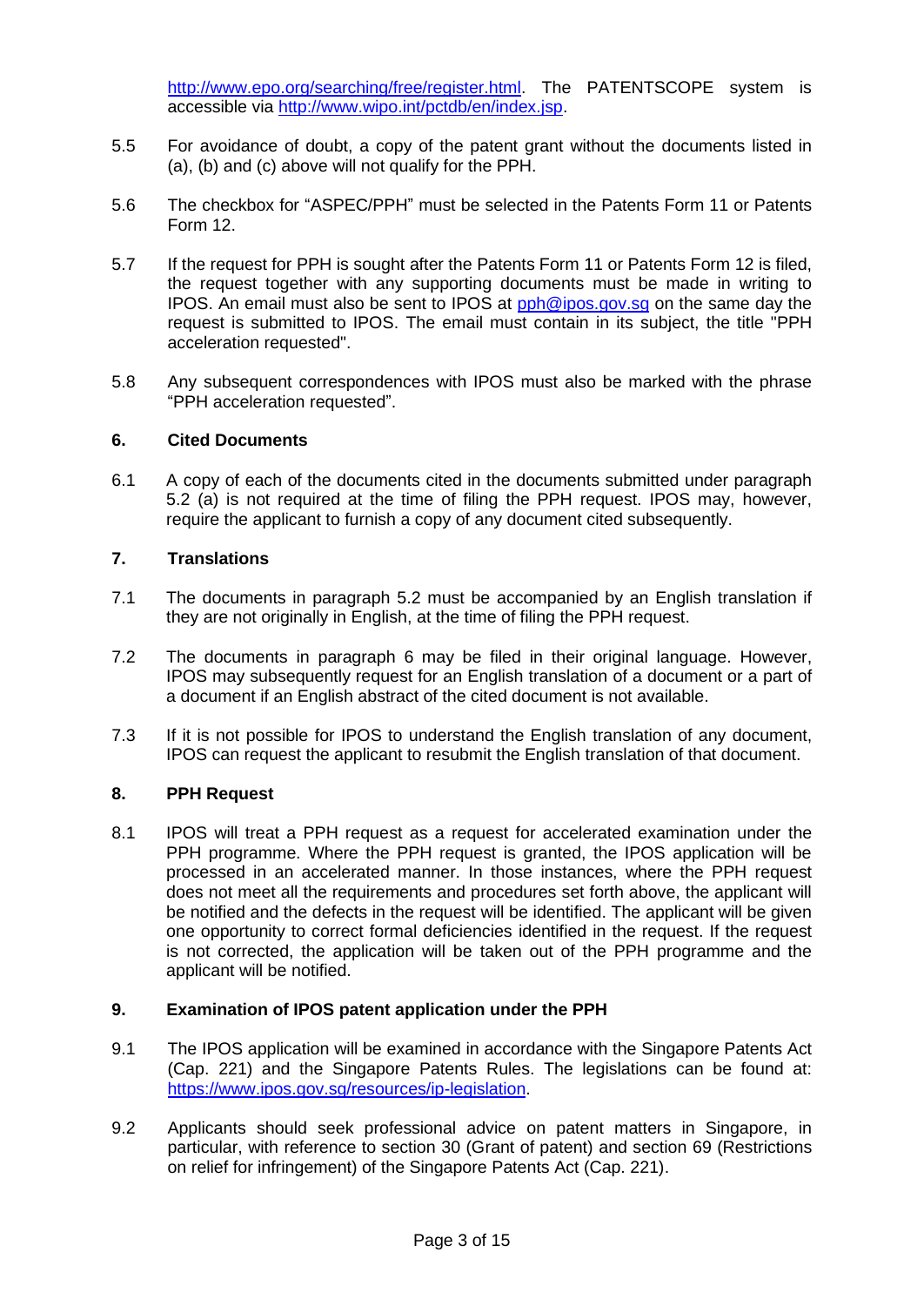http://www.epo.org/searching/free/register.html. The PATENTSCOPE system is accessible via http://www.wipo.int/pctdb/en/index.jsp.

5.5 For avoidance of doubt, a copy of the patent grant without the documents listed in (a), (b) and (c) above will not qualify for the PPH.

5.6 The checkbox for "ASPEC/PPH" must be selected in the Patents Form 11 or Patents Form 12.

5.7 If the request for PPH is sought after the Patents Form 11 or Patents Form 12 is filed, the request together with any supporting documents must be made in writing to IPOS. An email must also be sent to IPOS at pph@ipos.gov.sg on the same day the request is submitted to IPOS. The email must contain in its subject, the title "PPH acceleration requested".

5.8 Any subsequent correspondences with IPOS must also be marked with the phrase "PPH acceleration requested".

## 6. Cited Documents

6.1 A copy of each of the documents cited in the documents submitted under paragraph 5.2 (a) is not required at the time of filing the PPH request. IPOS may, however, require the applicant to furnish a copy of any document cited subsequently.

## 7. Translations

7.1 The documents in paragraph 5.2 must be accompanied by an English translation if they are not originally in English, at the time of filing the PPH request.

7.2 The documents in paragraph 6 may be filed in their original language. However, IPOS may subsequently request for an English translation of a document or a part of a document if an English abstract of the cited document is not available.

7.3 If it is not possible for IPOS to understand the English translation of any document, IPOS can request the applicant to resubmit the English translation of that document.

## 8. PPH Request

8.1 IPOS will treat a PPH request as a request for accelerated examination under the PPH programme. Where the PPH request is granted, the IPOS application will be processed in an accelerated manner. In those instances, where the PPH request does not meet all the requirements and procedures set forth above, the applicant will be notified and the defects in the request will be identified. The applicant will be given one opportunity to correct formal deficiencies identified in the request. If the request is not corrected, the application will be taken out of the PPH programme and the applicant will be notified.

## 9. Examination of IPOS patent application under the PPH

9.1 The IPOS application will be examined in accordance with the Singapore Patents Act (Cap. 221) and the Singapore Patents Rules. The legislations can be found at: https://www.ipos.gov.sg/resources/ip-legislation.

9.2 Applicants should seek professional advice on patent matters in Singapore, in particular, with reference to section 30 (Grant of patent) and section 69 (Restrictions on relief for infringement) of the Singapore Patents Act (Cap. 221).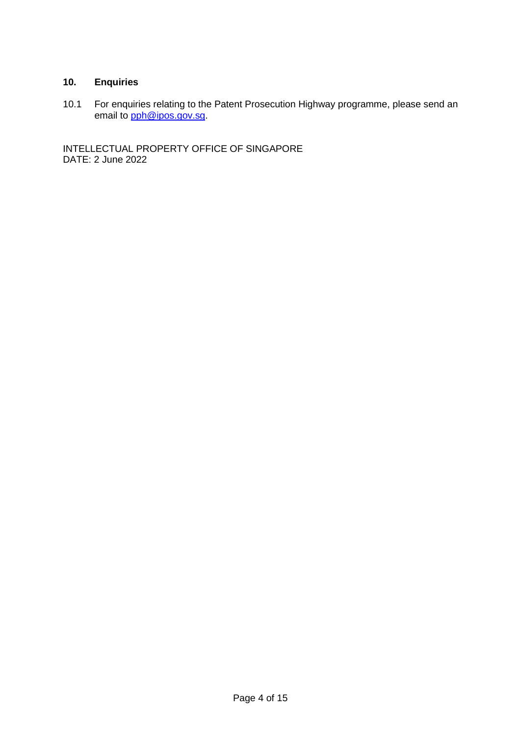## 10. Enquiries

10.1 For enquiries relating to the Patent Prosecution Highway programme, please send an email to pph@ipos.gov.sg.

INTELLECTUAL PROPERTY OFFICE OF SINGAPORE
DATE: 2 June 2022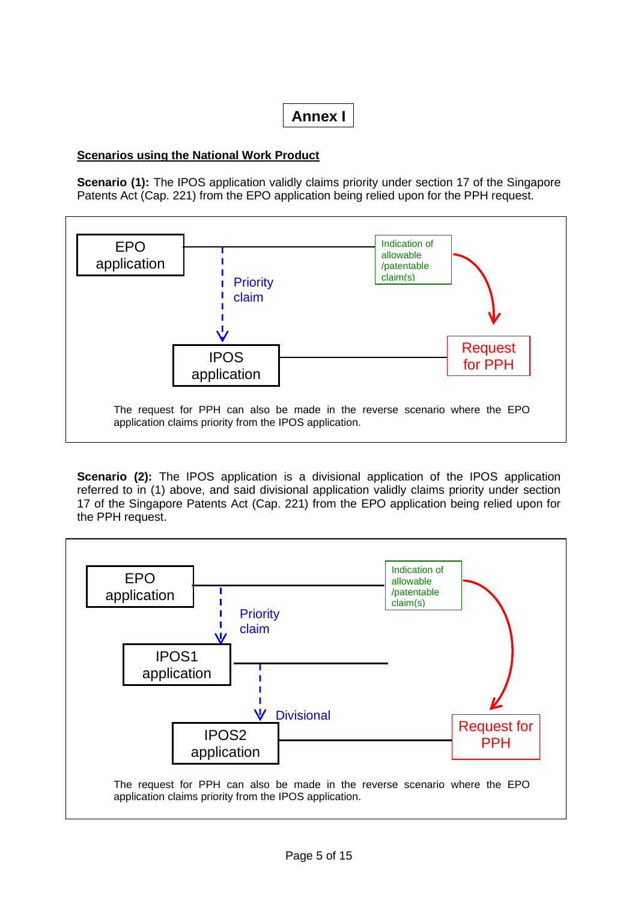# Annex I

**Scenarios using the National Work Product**

**Scenario (1):** The IPOS application validly claims priority under section 17 of the Singapore Patents Act (Cap. 221) from the EPO application being relied upon for the PPH request.

EPO application

Priority claim

Indication of allowable /patentable claim(s)

IPOS application

Request for PPH

The request for PPH can also be made in the reverse scenario where the EPO application claims priority from the IPOS application.

**Scenario (2):** The IPOS application is a divisional application of the IPOS application referred to in (1) above, and said divisional application validly claims priority under section 17 of the Singapore Patents Act (Cap. 221) from the EPO application being relied upon for the PPH request.

EPO application

Priority claim

Indication of allowable /patentable claim(s)

IPOS1 application

Divisional

IPOS2 application

Request for PPH

The request for PPH can also be made in the reverse scenario where the EPO application claims priority from the IPOS application.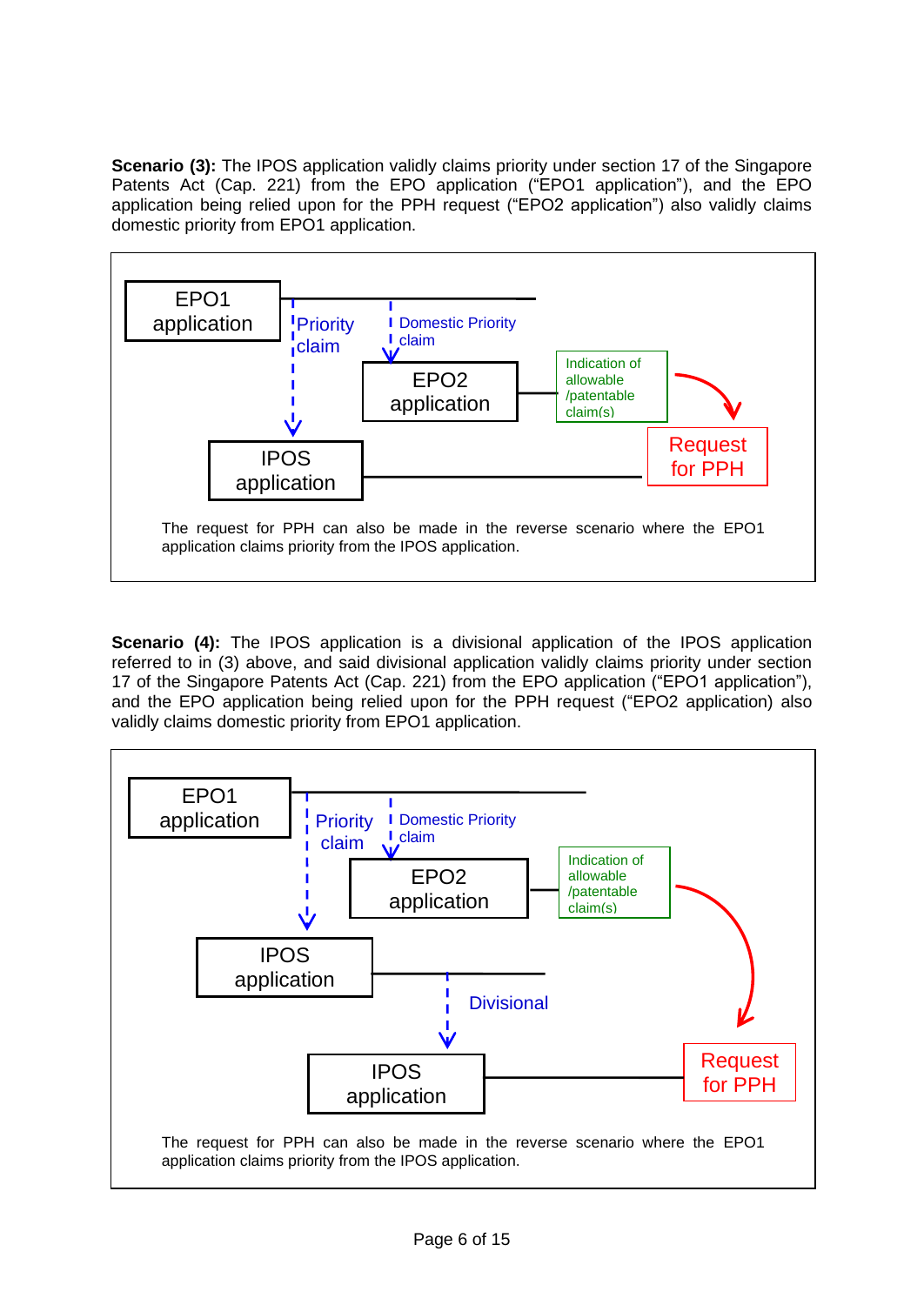**Scenario (3):** The IPOS application validly claims priority under section 17 of the Singapore Patents Act (Cap. 221) from the EPO application ("EPO1 application"), and the EPO application being relied upon for the PPH request ("EPO2 application") also validly claims domestic priority from EPO1 application.

EPO1 application

Priority claim

Domestic Priority claim

EPO2 application

Indication of allowable /patentable claim(s)

IPOS application

Request for PPH

The request for PPH can also be made in the reverse scenario where the EPO1 application claims priority from the IPOS application.

**Scenario (4):** The IPOS application is a divisional application of the IPOS application referred to in (3) above, and said divisional application validly claims priority under section 17 of the Singapore Patents Act (Cap. 221) from the EPO application ("EPO1 application"), and the EPO application being relied upon for the PPH request ("EPO2 application) also validly claims domestic priority from EPO1 application.

EPO1 application

Priority claim

Domestic Priority claim

EPO2 application

Indication of allowable /patentable claim(s)

IPOS application

Divisional

IPOS application

Request for PPH

The request for PPH can also be made in the reverse scenario where the EPO1 application claims priority from the IPOS application.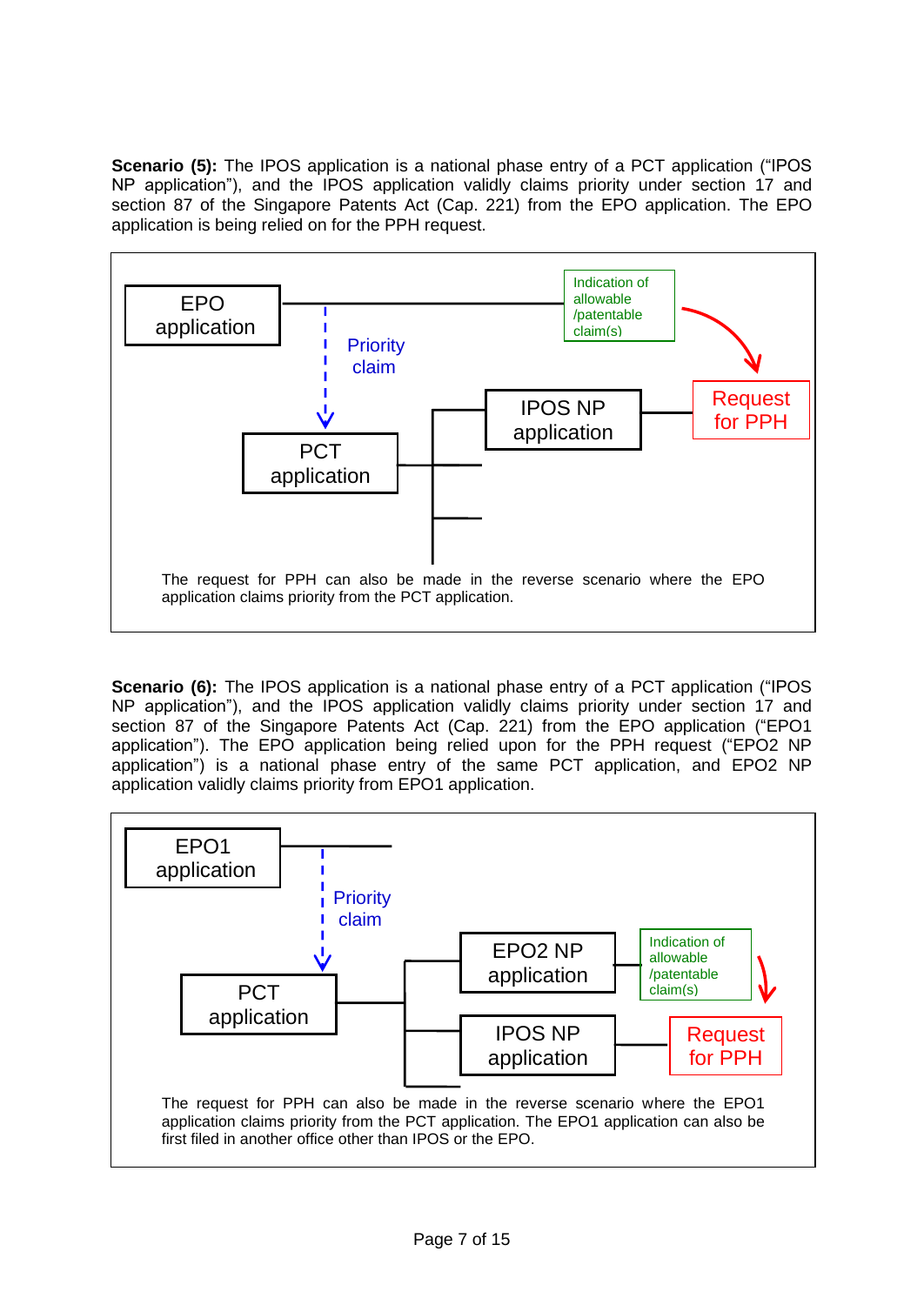**Scenario (5):** The IPOS application is a national phase entry of a PCT application ("IPOS NP application"), and the IPOS application validly claims priority under section 17 and section 87 of the Singapore Patents Act (Cap. 221) from the EPO application. The EPO application is being relied on for the PPH request.

EPO application

Priority claim

Indication of allowable /patentable claim(s)

Request for PPH

IPOS NP application

PCT application

The request for PPH can also be made in the reverse scenario where the EPO application claims priority from the PCT application.

**Scenario (6):** The IPOS application is a national phase entry of a PCT application ("IPOS NP application"), and the IPOS application validly claims priority under section 17 and section 87 of the Singapore Patents Act (Cap. 221) from the EPO application ("EPO1 application"). The EPO application being relied upon for the PPH request ("EPO2 NP application") is a national phase entry of the same PCT application, and EPO2 NP application validly claims priority from EPO1 application.

EPO1 application

Priority claim

EPO2 NP application

Indication of allowable /patentable claim(s)

PCT application

IPOS NP application

Request for PPH

The request for PPH can also be made in the reverse scenario where the EPO1 application claims priority from the PCT application. The EPO1 application can also be first filed in another office other than IPOS or the EPO.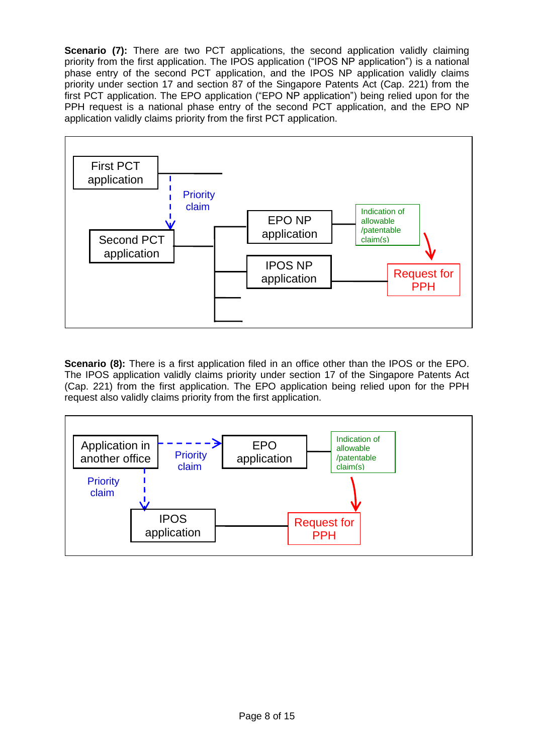**Scenario (7):** There are two PCT applications, the second application validly claiming priority from the first application. The IPOS application ("IPOS NP application") is a national phase entry of the second PCT application, and the IPOS NP application validly claims priority under section 17 and section 87 of the Singapore Patents Act (Cap. 221) from the first PCT application. The EPO application ("EPO NP application") being relied upon for the PPH request is a national phase entry of the second PCT application, and the EPO NP application validly claims priority from the first PCT application.

First PCT application

Priority claim

Second PCT application

EPO NP application

Indication of allowable /patentable claim(s)

IPOS NP application

Request for PPH

**Scenario (8):** There is a first application filed in an office other than the IPOS or the EPO. The IPOS application validly claims priority under section 17 of the Singapore Patents Act (Cap. 221) from the first application. The EPO application being relied upon for the PPH request also validly claims priority from the first application.

Application in another office

Priority claim

EPO application

Indication of allowable /patentable claim(s)

Priority claim

IPOS application

Request for PPH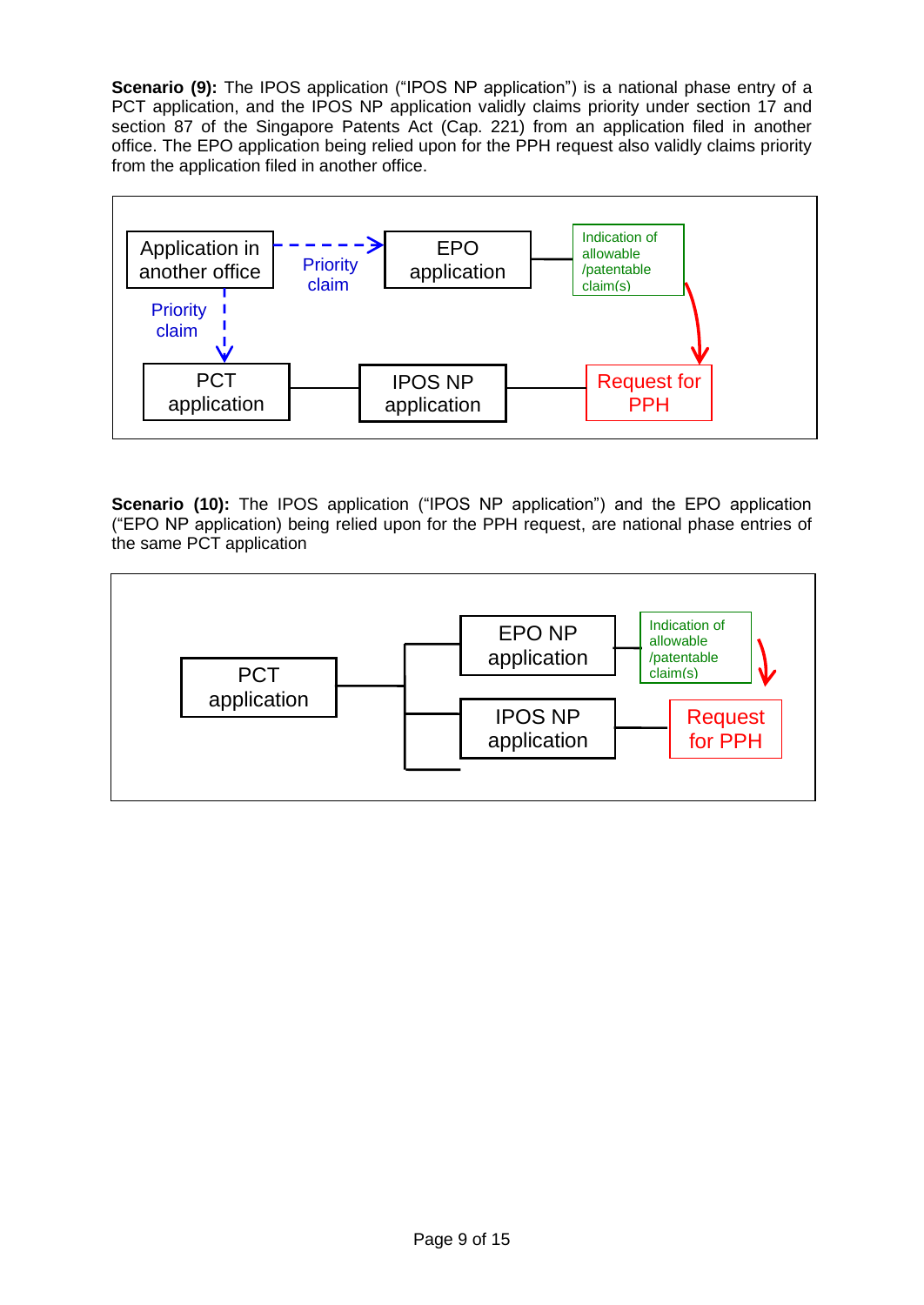**Scenario (9):** The IPOS application ("IPOS NP application") is a national phase entry of a PCT application, and the IPOS NP application validly claims priority under section 17 and section 87 of the Singapore Patents Act (Cap. 221) from an application filed in another office. The EPO application being relied upon for the PPH request also validly claims priority from the application filed in another office.

Application in another office

Priority claim

EPO application

Indication of allowable /patentable claim(s)

Priority claim

PCT application

IPOS NP application

Request for PPH

**Scenario (10):** The IPOS application ("IPOS NP application") and the EPO application ("EPO NP application) being relied upon for the PPH request, are national phase entries of the same PCT application

PCT application

EPO NP application

Indication of allowable /patentable claim(s)

IPOS NP application

Request for PPH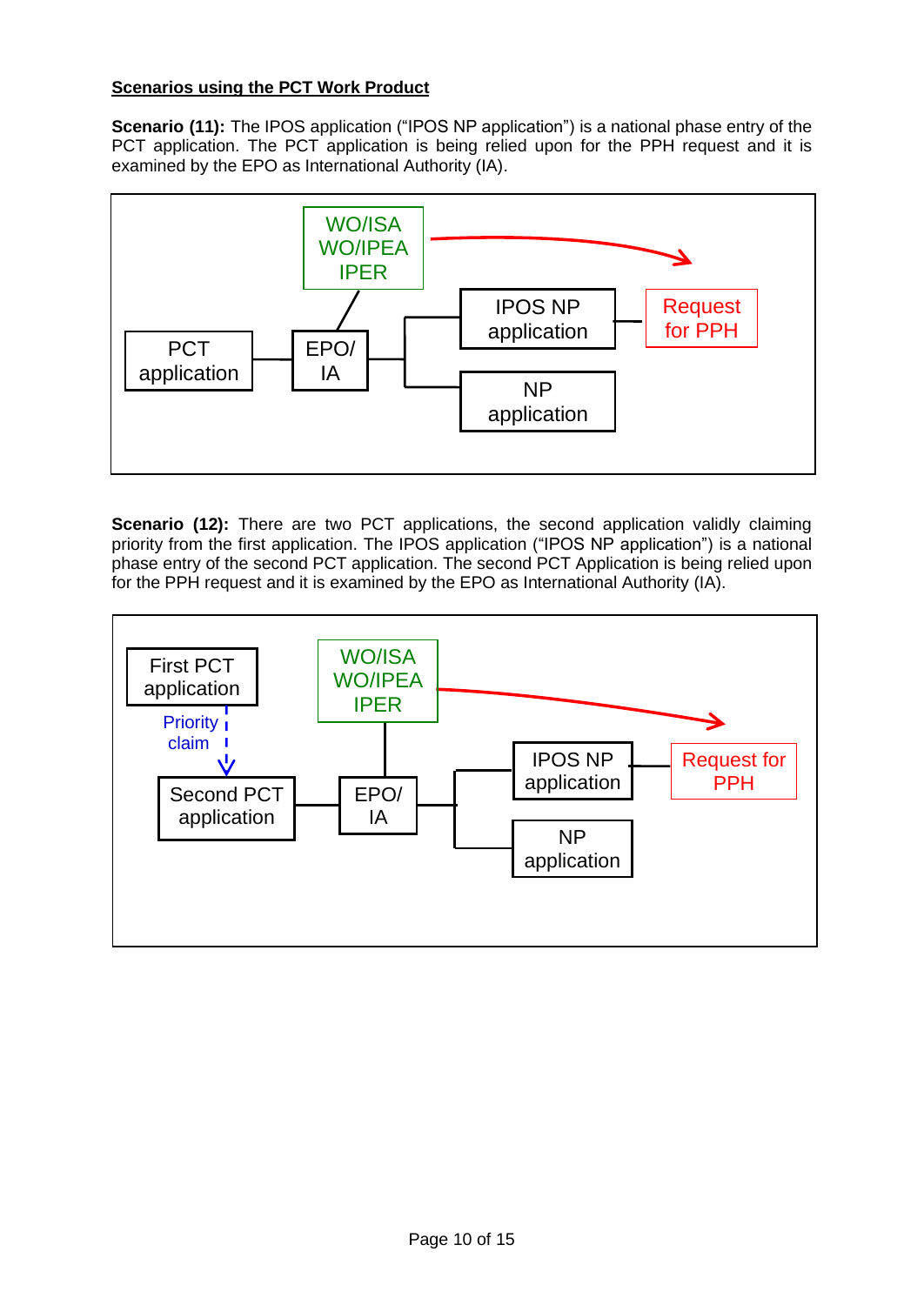**Scenarios using the PCT Work Product**

**Scenario (11):** The IPOS application ("IPOS NP application") is a national phase entry of the PCT application. The PCT application is being relied upon for the PPH request and it is examined by the EPO as International Authority (IA).

PCT application → EPO/IA → IPOS NP application → Request for PPH
EPO/IA → NP application
EPO/IA → WO/ISA, WO/IPEA, IPER → Request for PPH

**Scenario (12):** There are two PCT applications, the second application validly claiming priority from the first application. The IPOS application ("IPOS NP application") is a national phase entry of the second PCT application. The Second PCT Application is being relied upon for the PPH request and it is examined by the EPO as International Authority (IA).

First PCT application → (Priority claim) → Second PCT application → EPO/IA → IPOS NP application → Request for PPH
EPO/IA → NP application
EPO/IA → WO/ISA, WO/IPEA, IPER → Request for PPH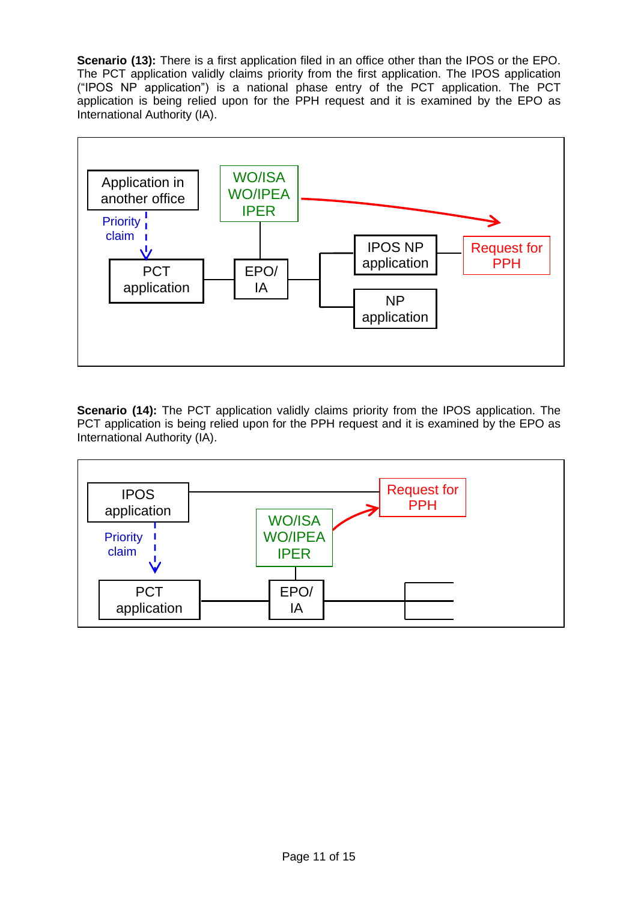**Scenario (13):** There is a first application filed in an office other than the IPOS or the EPO. The PCT application validly claims priority from the first application. The IPOS application ("IPOS NP application") is a national phase entry of the PCT application. The PCT application is being relied upon for the PPH request and it is examined by the EPO as International Authority (IA).

Application in another office

Priority claim

PCT application

WO/ISA WO/IPEA IPER

EPO/ IA

IPOS NP application

NP application

Request for PPH

**Scenario (14):** The PCT application validly claims priority from the IPOS application. The PCT application is being relied upon for the PPH request and it is examined by the EPO as International Authority (IA).

IPOS application

Priority claim

PCT application

WO/ISA WO/IPEA IPER

EPO/ IA

Request for PPH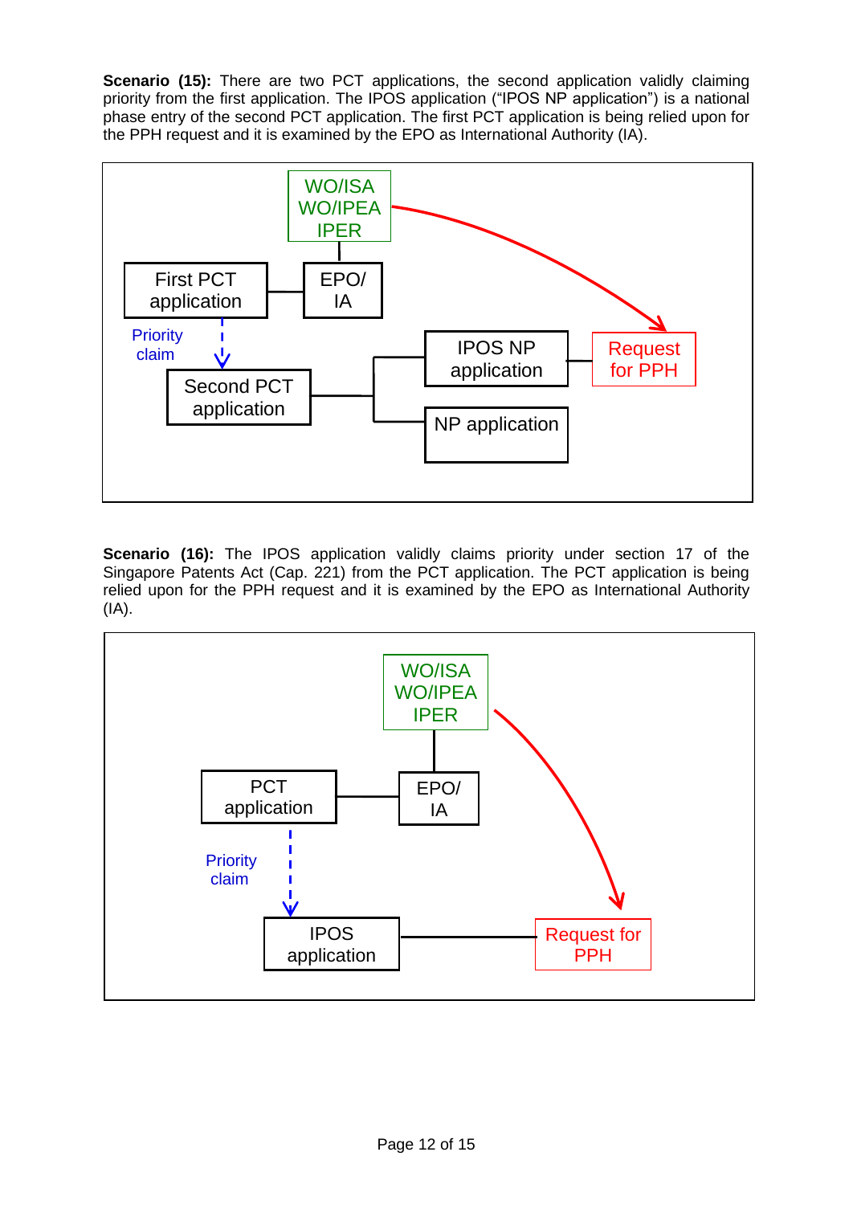**Scenario (15):** There are two PCT applications, the second application validly claiming priority from the first application. The IPOS application ("IPOS NP application") is a national phase entry of the second PCT application. The first PCT application is being relied upon for the PPH request and it is examined by the EPO as International Authority (IA).

**Scenario (16):** The IPOS application validly claims priority under section 17 of the Singapore Patents Act (Cap. 221) from the PCT application. The PCT application is being relied upon for the PPH request and it is examined by the EPO as International Authority (IA).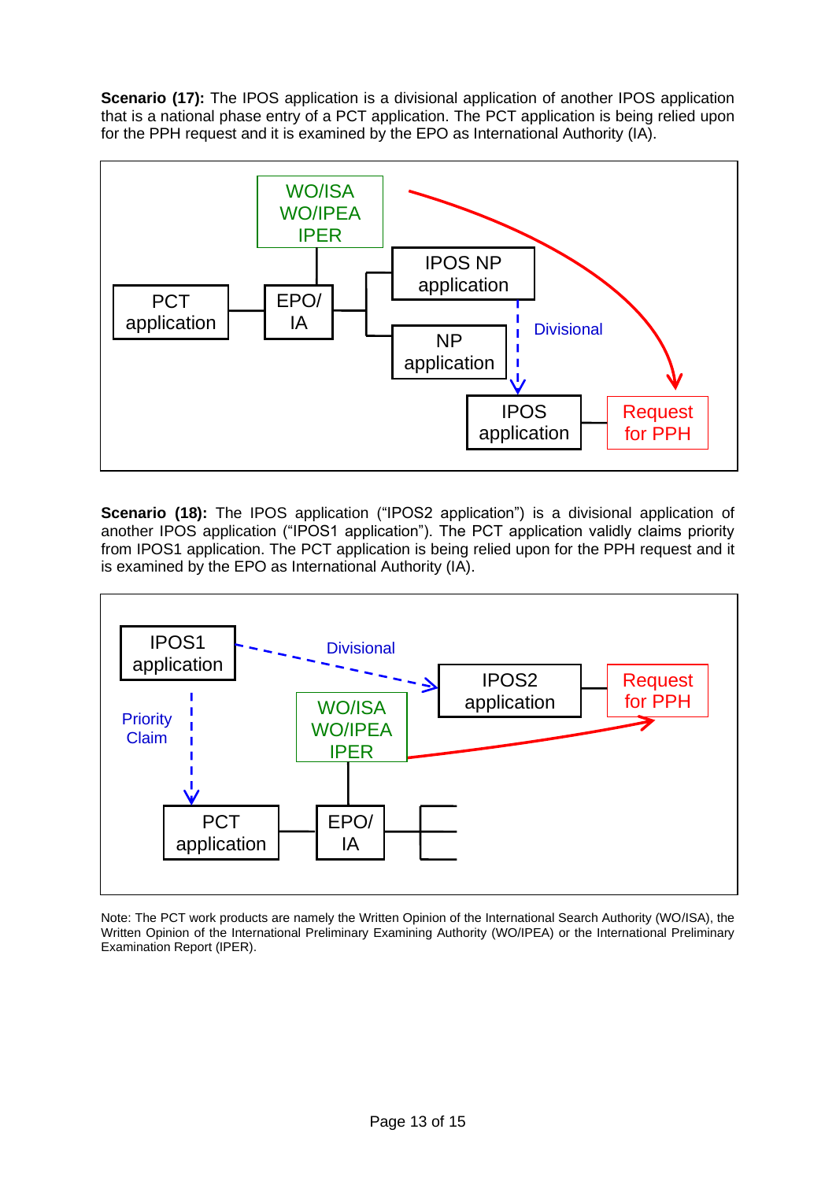**Scenario (17):** The IPOS application is a divisional application of another IPOS application that is a national phase entry of a PCT application. The PCT application is being relied upon for the PPH request and it is examined by the EPO as International Authority (IA).

WO/ISA
WO/IPEA
IPER

PCT application — EPO/IA — IPOS NP application; NP application

Divisional

IPOS application — Request for PPH

**Scenario (18):** The IPOS application ("IPOS2 application") is a divisional application of another IPOS application ("IPOS1 application"). The PCT application validly claims priority from IPOS1 application. The PCT application is being relied upon for the PPH request and it is examined by the EPO as International Authority (IA).

IPOS1 application — Divisional — IPOS2 application — Request for PPH

Priority Claim

WO/ISA
WO/IPEA
IPER

PCT application — EPO/IA

Note: The PCT work products are namely the Written Opinion of the International Search Authority (WO/ISA), the Written Opinion of the International Preliminary Examining Authority (WO/IPEA) or the International Preliminary Examination Report (IPER).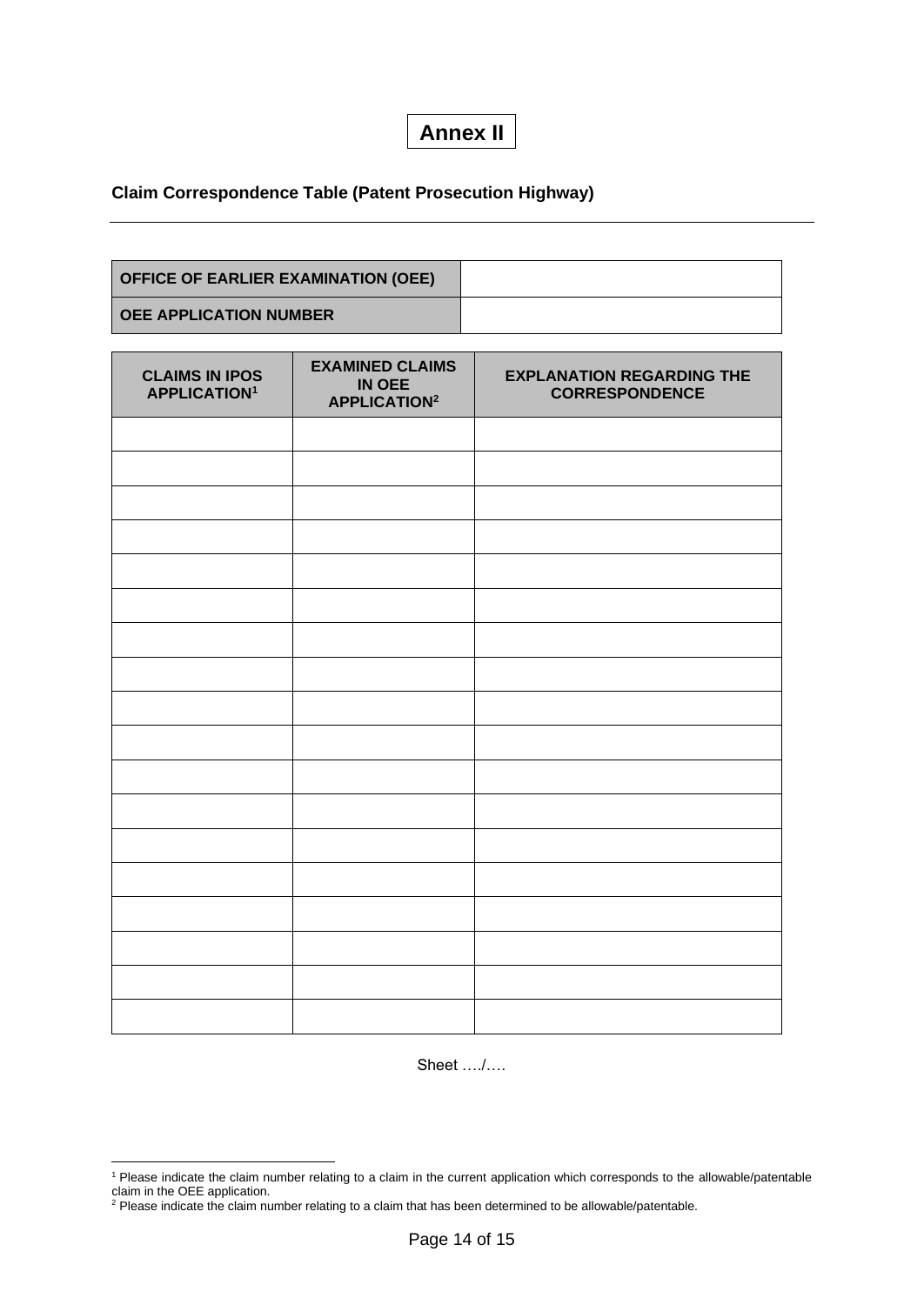# Annex II

**Claim Correspondence Table (Patent Prosecution Highway)**

---

| OFFICE OF EARLIER EXAMINATION (OEE) | |
|---|---|
| OEE APPLICATION NUMBER | |

| CLAIMS IN IPOS APPLICATION[1] | EXAMINED CLAIMS IN OEE APPLICATION[2] | EXPLANATION REGARDING THE CORRESPONDENCE |
|---|---|---|
| | | |
| | | |
| | | |
| | | |
| | | |
| | | |
| | | |
| | | |
| | | |
| | | |
| | | |
| | | |
| | | |
| | | |
| | | |
| | | |
| | | |
| | | |

Sheet …./….

---

[1] Please indicate the claim number relating to a claim in the current application which corresponds to the allowable/patentable claim in the OEE application.

[2] Please indicate the claim number relating to a claim that has been determined to be allowable/patentable.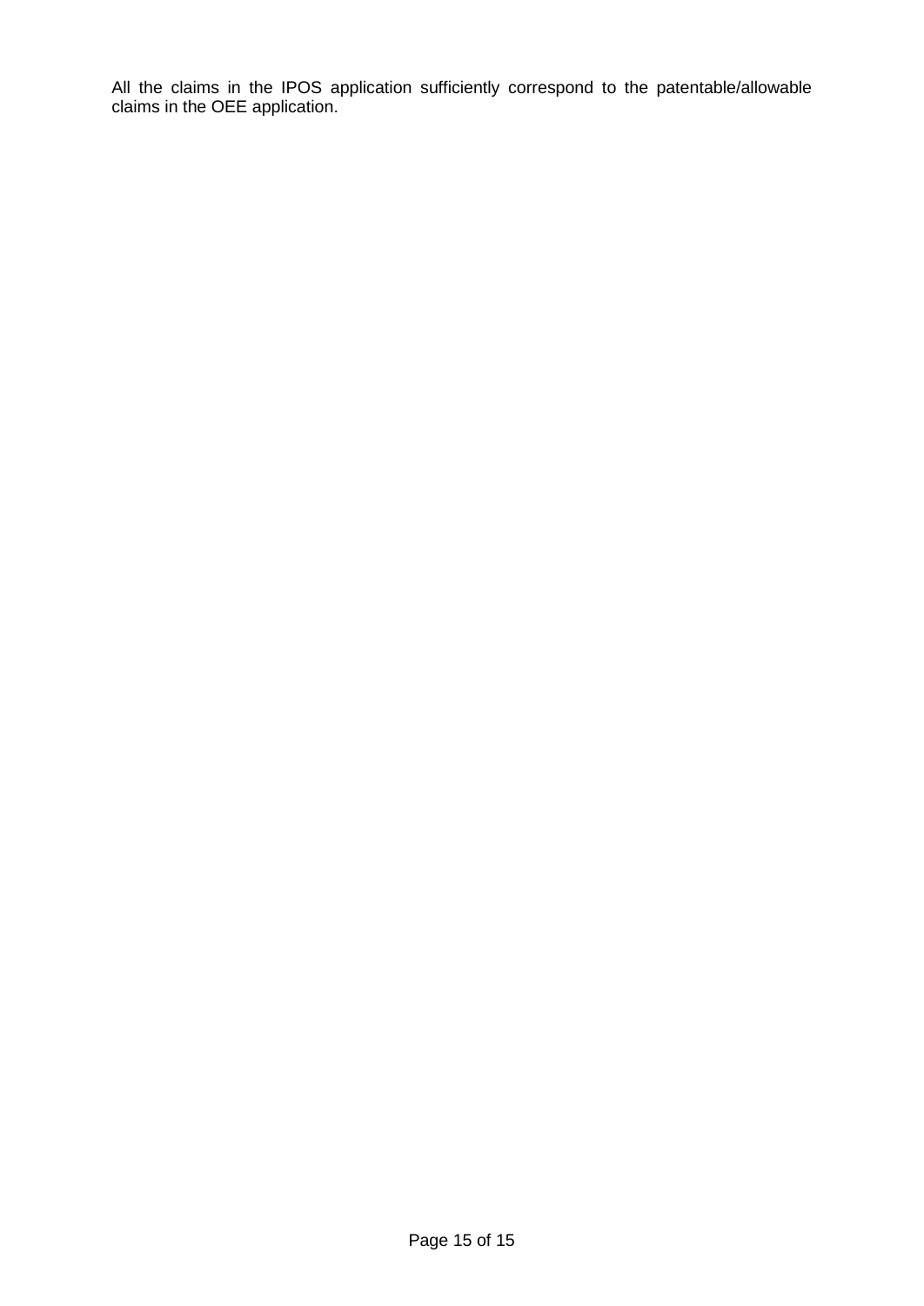All the claims in the IPOS application sufficiently correspond to the patentable/allowable claims in the OEE application.